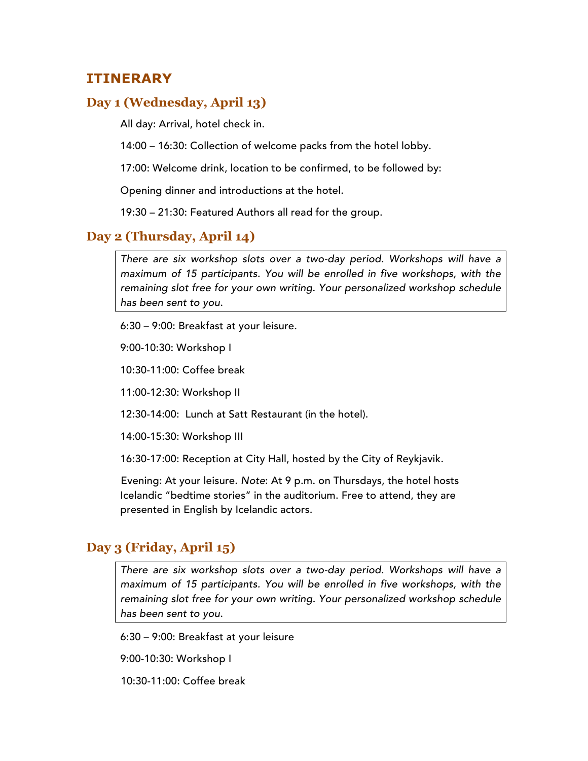## ITINERARY

### Day 1 (Wednesday, April 13)

All day: Arrival, hotel check in.

14:00 – 16:30: Collection of welcome packs from the hotel lobby.

17:00: Welcome drink, location to be confirmed, to be followed by:

Opening dinner and introductions at the hotel.

19:30 – 21:30: Featured Authors all read for the group.

### Day 2 (Thursday, April 14)

> *There are six workshop slots over a two-day period. Workshops will have a maximum of 15 participants. You will be enrolled in five workshops, with the remaining slot free for your own writing. Your personalized workshop schedule has been sent to you.*

6:30 – 9:00: Breakfast at your leisure.

9:00-10:30: Workshop I

10:30-11:00: Coffee break

11:00-12:30: Workshop II

12:30-14:00: Lunch at Satt Restaurant (in the hotel).

14:00-15:30: Workshop III

16:30-17:00: Reception at City Hall, hosted by the City of Reykjavik.

Evening: At your leisure. *Note*: At 9 p.m. on Thursdays, the hotel hosts Icelandic "bedtime stories" in the auditorium. Free to attend, they are presented in English by Icelandic actors.

### Day 3 (Friday, April 15)

> *There are six workshop slots over a two-day period. Workshops will have a maximum of 15 participants. You will be enrolled in five workshops, with the remaining slot free for your own writing. Your personalized workshop schedule has been sent to you.*

6:30 – 9:00: Breakfast at your leisure

9:00-10:30: Workshop I

10:30-11:00: Coffee break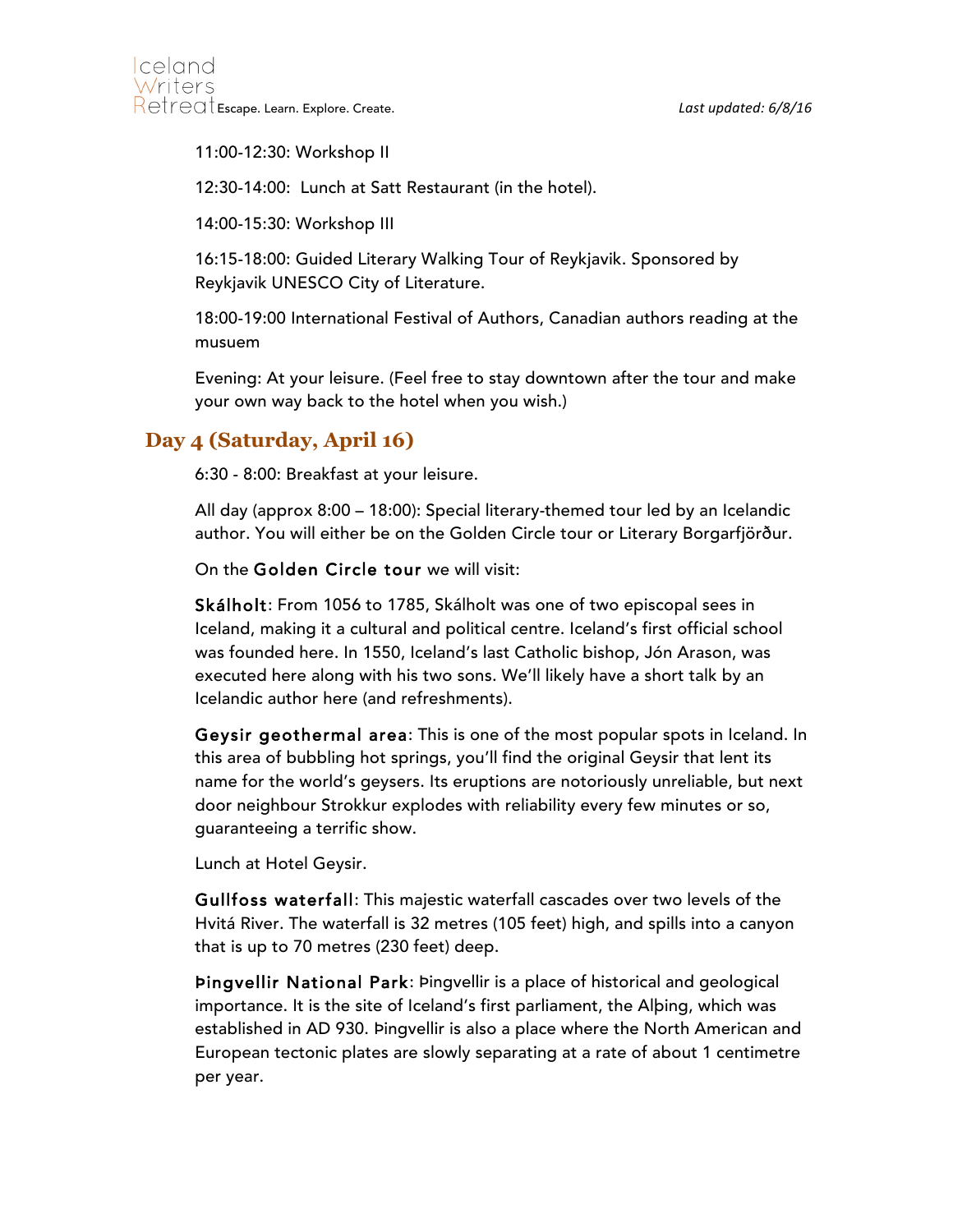11:00-12:30: Workshop II

12:30-14:00: Lunch at Satt Restaurant (in the hotel).

14:00-15:30: Workshop III

16:15-18:00: Guided Literary Walking Tour of Reykjavik. Sponsored by Reykjavik UNESCO City of Literature.

18:00-19:00 International Festival of Authors, Canadian authors reading at the musuem

Evening: At your leisure. (Feel free to stay downtown after the tour and make your own way back to the hotel when you wish.)

## Day 4 (Saturday, April 16)

6:30 - 8:00: Breakfast at your leisure.

All day (approx 8:00 – 18:00): Special literary-themed tour led by an Icelandic author. You will either be on the Golden Circle tour or Literary Borgarfjörður.

On the **Golden Circle tour** we will visit:

**Skálholt**: From 1056 to 1785, Skálholt was one of two episcopal sees in Iceland, making it a cultural and political centre. Iceland's first official school was founded here. In 1550, Iceland's last Catholic bishop, Jón Arason, was executed here along with his two sons. We'll likely have a short talk by an Icelandic author here (and refreshments).

**Geysir geothermal area**: This is one of the most popular spots in Iceland. In this area of bubbling hot springs, you'll find the original Geysir that lent its name for the world's geysers. Its eruptions are notoriously unreliable, but next door neighbour Strokkur explodes with reliability every few minutes or so, guaranteeing a terrific show.

Lunch at Hotel Geysir.

**Gullfoss waterfall**: This majestic waterfall cascades over two levels of the Hvitá River. The waterfall is 32 metres (105 feet) high, and spills into a canyon that is up to 70 metres (230 feet) deep.

**Þingvellir National Park**: Þingvellir is a place of historical and geological importance. It is the site of Iceland's first parliament, the Alþing, which was established in AD 930. Þingvellir is also a place where the North American and European tectonic plates are slowly separating at a rate of about 1 centimetre per year.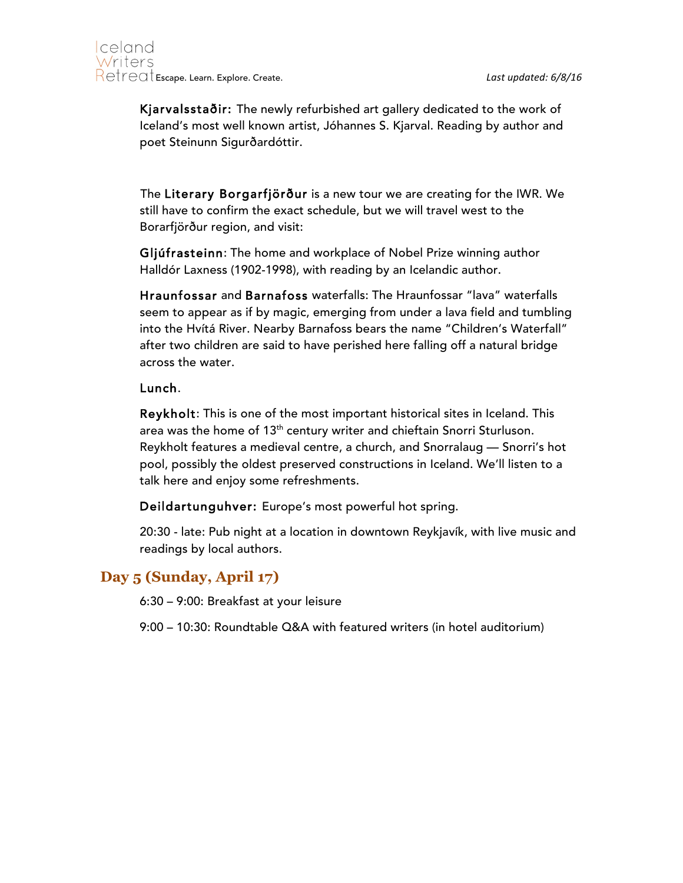**Kjarvalsstaðir:** The newly refurbished art gallery dedicated to the work of Iceland's most well known artist, Jóhannes S. Kjarval. Reading by author and poet Steinunn Sigurðardóttir.

The **Literary Borgarfjörður** is a new tour we are creating for the IWR. We still have to confirm the exact schedule, but we will travel west to the Borarfjörður region, and visit:

**Gljúfrasteinn**: The home and workplace of Nobel Prize winning author Halldór Laxness (1902-1998), with reading by an Icelandic author.

**Hraunfossar** and **Barnafoss** waterfalls: The Hraunfossar "lava" waterfalls seem to appear as if by magic, emerging from under a lava field and tumbling into the Hvítá River. Nearby Barnafoss bears the name "Children's Waterfall" after two children are said to have perished here falling off a natural bridge across the water.

**Lunch**.

**Reykholt**: This is one of the most important historical sites in Iceland. This area was the home of 13th century writer and chieftain Snorri Sturluson. Reykholt features a medieval centre, a church, and Snorralaug — Snorri's hot pool, possibly the oldest preserved constructions in Iceland. We'll listen to a talk here and enjoy some refreshments.

**Deildartunguhver:** Europe's most powerful hot spring.

20:30 - late: Pub night at a location in downtown Reykjavík, with live music and readings by local authors.

## Day 5 (Sunday, April 17)

6:30 – 9:00: Breakfast at your leisure

9:00 – 10:30: Roundtable Q&A with featured writers (in hotel auditorium)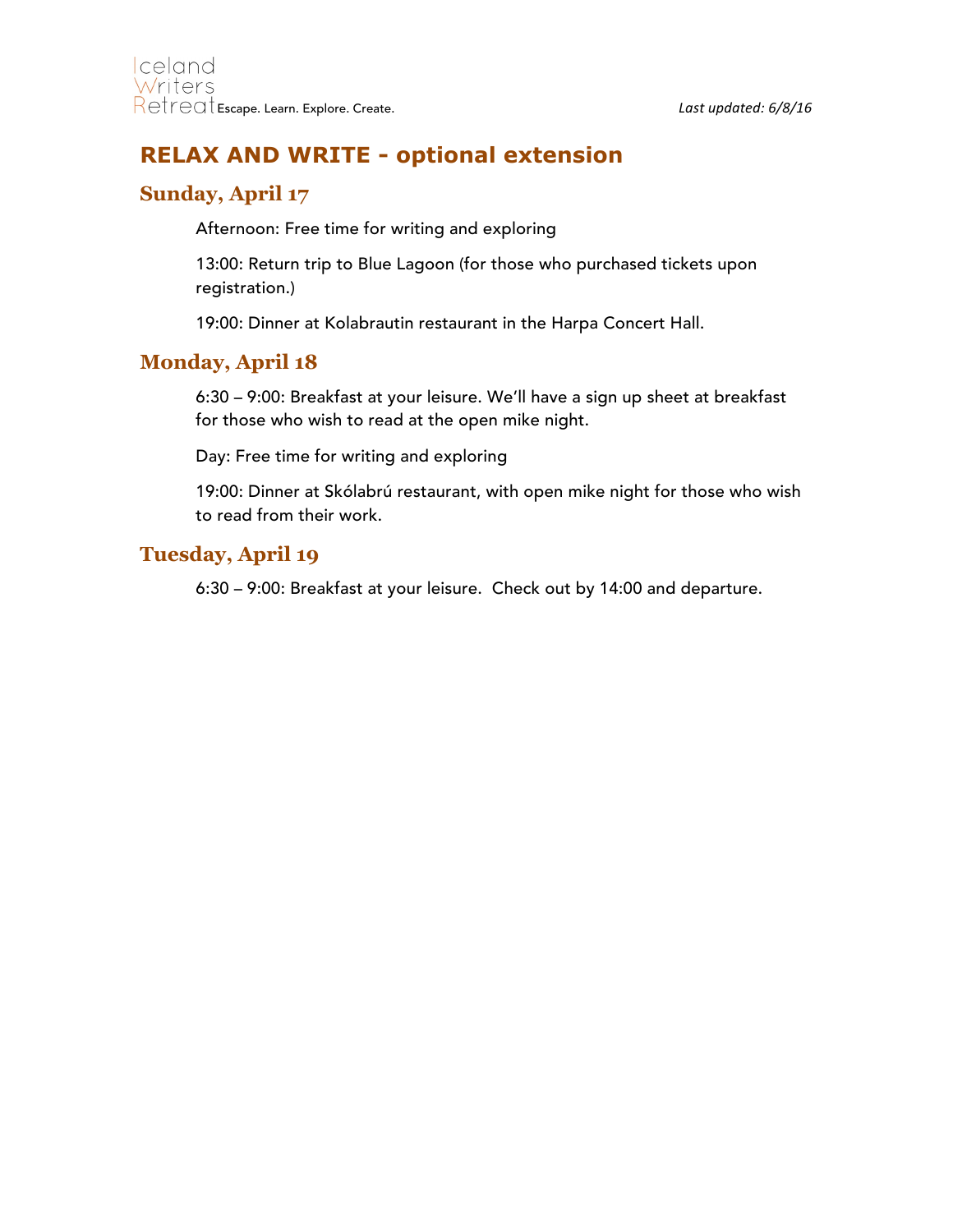# RELAX AND WRITE - optional extension

## Sunday, April 17

Afternoon: Free time for writing and exploring

13:00: Return trip to Blue Lagoon (for those who purchased tickets upon registration.)

19:00: Dinner at Kolabrautin restaurant in the Harpa Concert Hall.

## Monday, April 18

6:30 – 9:00: Breakfast at your leisure. We'll have a sign up sheet at breakfast for those who wish to read at the open mike night.

Day: Free time for writing and exploring

19:00: Dinner at Skólabrú restaurant, with open mike night for those who wish to read from their work.

## Tuesday, April 19

6:30 – 9:00: Breakfast at your leisure. Check out by 14:00 and departure.